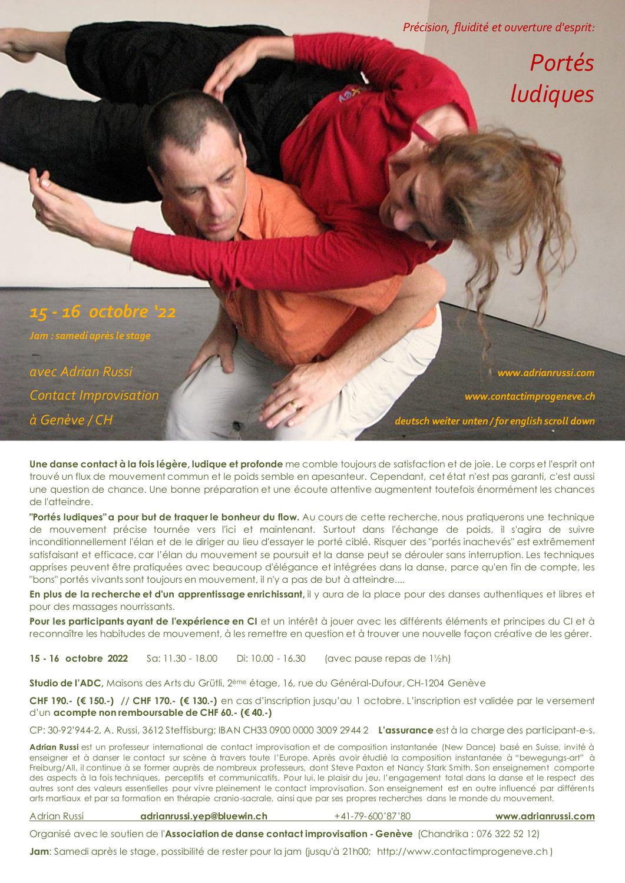*Précision, fluidité et ouverture d'esprit:*

# *Portés ludiques*

## *15 - 16 octobre '22*

*Jam : samedi après le stage*

*avec Adrian Russi*
*Contact Improvisation*
*à Genève / CH*

*www.adrianrussi.com*
*www.contactimprogeneve.ch*
*deutsch weiter unten / for english scroll down*

**Une danse contact à la fois légère, ludique et profonde** me comble toujours de satisfaction et de joie. Le corps et l'esprit ont trouvé un flux de mouvement commun et le poids semble en apesanteur. Cependant, cet état n'est pas garanti, c'est aussi une question de chance. Une bonne préparation et une écoute attentive augmentent toutefois énormément les chances de l'atteindre.

**"Portés ludiques" a pour but de traquer le bonheur du flow.** Au cours de cette recherche, nous pratiquerons une technique de mouvement précise tournée vers l'ici et maintenant. Surtout dans l'échange de poids, il s'agira de suivre inconditionnellement l'élan et de le diriger au lieu d'essayer le porté ciblé. Risquer des "portés inachevés" est extrêmement satisfaisant et efficace, car l'élan du mouvement se poursuit et la danse peut se dérouler sans interruption. Les techniques apprises peuvent être pratiquées avec beaucoup d'élégance et intégrées dans la danse, parce qu'en fin de compte, les "bons" portés vivants sont toujours en mouvement, il n'y a pas de but à atteindre....

**En plus de la recherche et d'un apprentissage enrichissant,** il y aura de la place pour des danses authentiques et libres et pour des massages nourrissants.

**Pour les participants ayant de l'expérience en CI** et un intérêt à jouer avec les différents éléments et principes du CI et à reconnaître les habitudes de mouvement, à les remettre en question et à trouver une nouvelle façon créative de les gérer.

**15 - 16 octobre 2022** Sa: 11.30 - 18.00 Di: 10.00 - 16.30 (avec pause repas de 1½h)

**Studio de l'ADC,** Maisons des Arts du Grütli, 2ème étage, 16, rue du Général-Dufour, CH-1204 Genève

**CHF 190.- (€ 150.-) // CHF 170.- (€ 130.-)** en cas d'inscription jusqu'au 1 octobre. L'inscription est validée par le versement d'un **acompte non remboursable de CHF 60.- (€ 40.-)**

CP: 30-92'944-2, A. Russi, 3612 Steffisburg; IBAN CH33 0900 0000 3009 2944 2 **L'assurance** est à la charge des participant-e-s.

**Adrian Russi** est un professeur international de contact improvisation et de composition instantanée (New Dance) basé en Suisse, invité à enseigner et à danser le contact sur scène à travers toute l'Europe. Après avoir étudié la composition instantanée à "bewegungs-art" à Freiburg/All, il continue à se former auprès de nombreux professeurs, dont Steve Paxton et Nancy Stark Smith. Son enseignement comporte des aspects à la fois techniques, perceptifs et communicatifs. Pour lui, le plaisir du jeu, l'engagement total dans la danse et le respect des autres sont des valeurs essentielles pour vivre pleinement le contact improvisation. Son enseignement est en outre influencé par différents arts martiaux et par sa formation en thérapie cranio-sacrale, ainsi que par ses propres recherches dans le monde du mouvement.

Adrian Russi **adrianrussi.yep@bluewin.ch** +41-79-600'87'80 **www.adrianrussi.com**

Organisé avec le soutien de l'**Association de danse contact improvisation - Genève** (Chandrika : 076 322 52 12)

**Jam**: Samedi après le stage, possibilité de rester pour la jam (jusqu'à 21h00; http://www.contactimprogeneve.ch )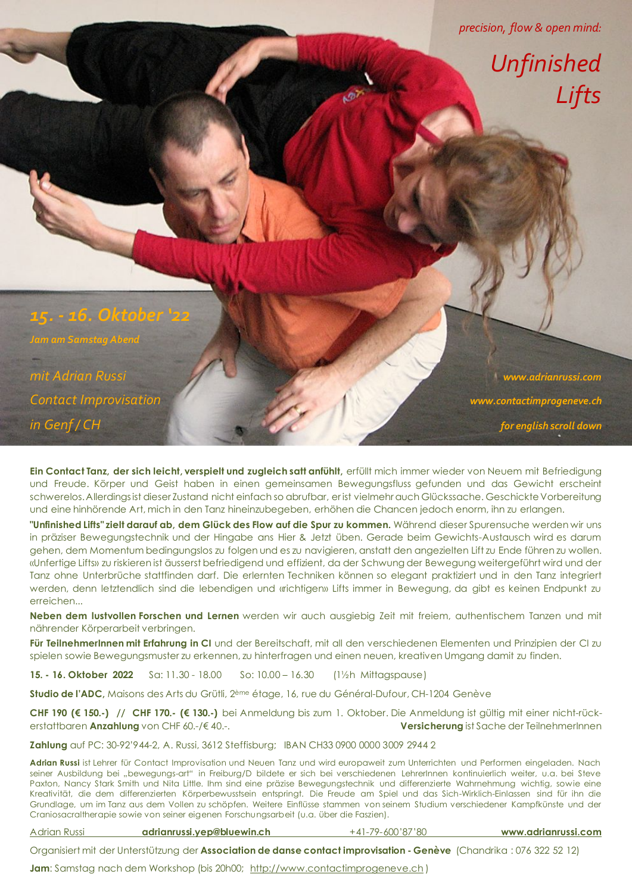*precision, flow & open mind:*

# *Unfinished Lifts*

## *15. - 16. Oktober '22*

*Jam am Samstag Abend*

*mit Adrian Russi*
*Contact Improvisation*
*in Genf / CH*

***www.adrianrussi.com***
***www.contactimprogeneve.ch***
***for english scroll down***

**Ein Contact Tanz, der sich leicht, verspielt und zugleich satt anfühlt,** erfüllt mich immer wieder von Neuem mit Befriedigung und Freude. Körper und Geist haben in einen gemeinsamen Bewegungsfluss gefunden und das Gewicht erscheint schwerelos. Allerdings ist dieser Zustand nicht einfach so abrufbar, er ist vielmehr auch Glückssache. Geschickte Vorbereitung und eine hinhörende Art, mich in den Tanz hineinzubegeben, erhöhen die Chancen jedoch enorm, ihn zu erlangen.

**"Unfinished Lifts" zielt darauf ab, dem Glück des Flow auf die Spur zu kommen.** Während dieser Spurensuche werden wir uns in präziser Bewegungstechnik und der Hingabe ans Hier & Jetzt üben. Gerade beim Gewichts-Austausch wird es darum gehen, dem Momentum bedingungslos zu folgen und es zu navigieren, anstatt den angezielten Lift zu Ende führen zu wollen. «Unfertige Lifts» zu riskieren ist äusserst befriedigend und effizient, da der Schwung der Bewegung weitergeführt wird und der Tanz ohne Unterbrüche stattfinden darf. Die erlernten Techniken können so elegant praktiziert und in den Tanz integriert werden, denn letztendlich sind die lebendigen und «richtigen» Lifts immer in Bewegung, da gibt es keinen Endpunkt zu erreichen...

**Neben dem lustvollen Forschen und Lernen** werden wir auch ausgiebig Zeit mit freiem, authentischem Tanzen und mit nährender Körperarbeit verbringen.

**Für TeilnehmerInnen mit Erfahrung in CI** und der Bereitschaft, mit all den verschiedenen Elementen und Prinzipien der CI zu spielen sowie Bewegungsmuster zu erkennen, zu hinterfragen und einen neuen, kreativen Umgang damit zu finden.

**15. - 16. Oktober 2022** Sa: 11.30 - 18.00 So: 10.00 – 16.30 (1½h Mittagspause)

**Studio de l'ADC,** Maisons des Arts du Grütli, 2ème étage, 16, rue du Général-Dufour, CH-1204 Genève

**CHF 190 (€ 150.-) // CHF 170.- (€ 130.-)** bei Anmeldung bis zum 1. Oktober. Die Anmeldung ist gültig mit einer nicht-rückerstattbaren **Anzahlung** von CHF 60.-/€ 40.-. **Versicherung** ist Sache der TeilnehmerInnen

**Zahlung** auf PC: 30-92'944-2, A. Russi, 3612 Steffisburg; IBAN CH33 0900 0000 3009 2944 2

**Adrian Russi** ist Lehrer für Contact Improvisation und Neuen Tanz und wird europaweit zum Unterrichten und Performen eingeladen. Nach seiner Ausbildung bei „bewegungs-art" in Freiburg/D bildete er sich bei verschiedenen LehrerInnen kontinuierlich weiter, u.a. bei Steve Paxton, Nancy Stark Smith und Nita Little. Ihm sind eine präzise Bewegungstechnik und differenzierte Wahrnehmung wichtig, sowie eine Kreativität, die dem differenzierten Körperbewusstsein entspringt. Die Freude am Spiel und das Sich-Wirklich-Einlassen sind für ihn die Grundlage, um im Tanz aus dem Vollen zu schöpfen. Weitere Einflüsse stammen von seinem Studium verschiedener Kampfkünste und der Craniosacraltherapie sowie von seiner eigenen Forschungsarbeit (u.a. über die Faszien).

Adrian Russi **adrianrussi.yep@bluewin.ch** +41-79-600'87'80 **www.adrianrussi.com**

Organisiert mit der Unterstützung der **Association de danse contact improvisation - Genève** (Chandrika : 076 322 52 12)

**Jam**: Samstag nach dem Workshop (bis 20h00; http://www.contactimprogeneve.ch )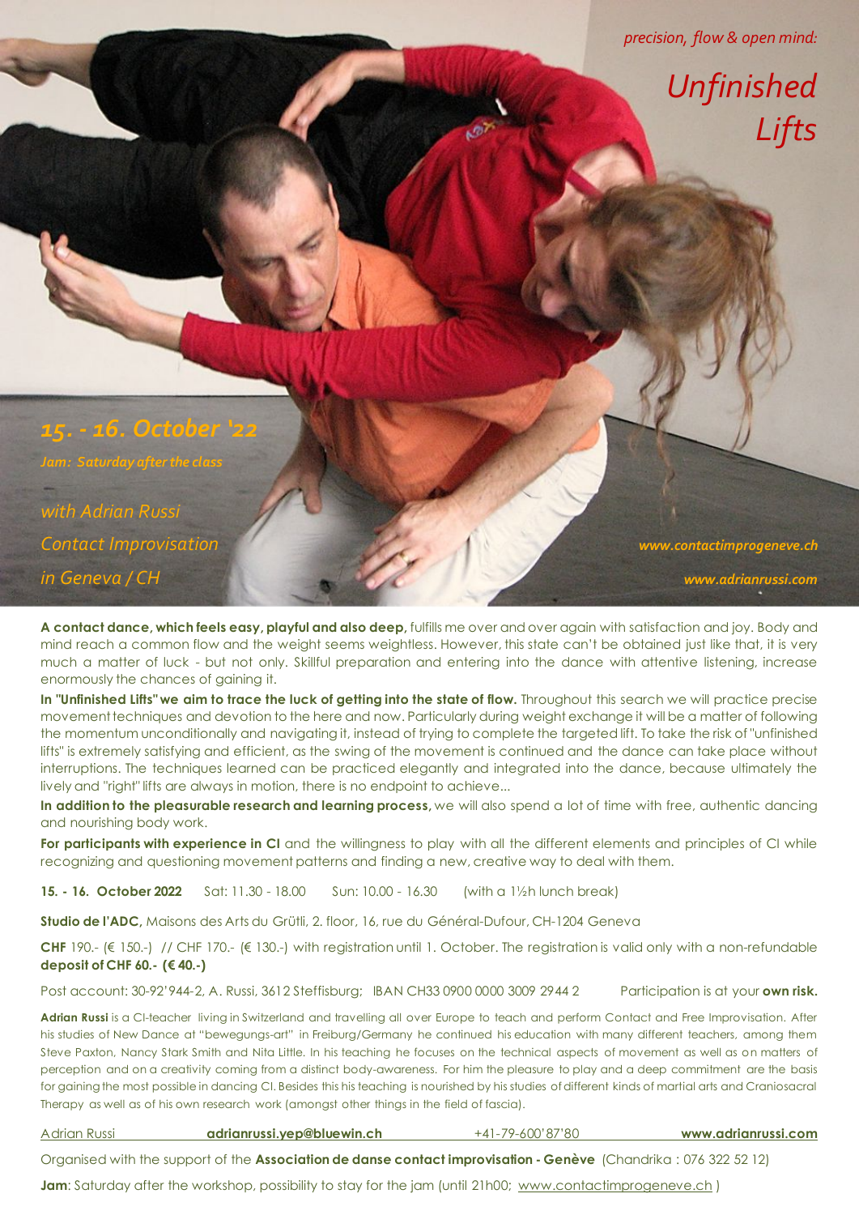*precision, flow & open mind:*

# *Unfinished Lifts*

## *15. - 16. October '22*

*Jam: Saturday after the class*

*with Adrian Russi*

*Contact Improvisation*

*in Geneva / CH*

*www.contactimprogeneve.ch*

*www.adrianrussi.com*

**A contact dance, which feels easy, playful and also deep,** fulfills me over and over again with satisfaction and joy. Body and mind reach a common flow and the weight seems weightless. However, this state can't be obtained just like that, it is very much a matter of luck - but not only. Skillful preparation and entering into the dance with attentive listening, increase enormously the chances of gaining it.

**In "Unfinished Lifts" we aim to trace the luck of getting into the state of flow.** Throughout this search we will practice precise movement techniques and devotion to the here and now. Particularly during weight exchange it will be a matter of following the momentum unconditionally and navigating it, instead of trying to complete the targeted lift. To take the risk of "unfinished lifts" is extremely satisfying and efficient, as the swing of the movement is continued and the dance can take place without interruptions. The techniques learned can be practiced elegantly and integrated into the dance, because ultimately the lively and "right" lifts are always in motion, there is no endpoint to achieve...

**In addition to the pleasurable research and learning process,** we will also spend a lot of time with free, authentic dancing and nourishing body work.

**For participants with experience in CI** and the willingness to play with all the different elements and principles of CI while recognizing and questioning movement patterns and finding a new, creative way to deal with them.

**15. - 16. October 2022** Sat: 11.30 - 18.00 Sun: 10.00 - 16.30 (with a 1½h lunch break)

**Studio de l'ADC,** Maisons des Arts du Grütli, 2. floor, 16, rue du Général-Dufour, CH-1204 Geneva

**CHF** 190.- (€ 150.-) // CHF 170.- (€ 130.-) with registration until 1. October. The registration is valid only with a non-refundable **deposit of CHF 60.- (€ 40.-)**

Post account: 30-92'944-2, A. Russi, 3612 Steffisburg; IBAN CH33 0900 0000 3009 2944 2 Participation is at your **own risk.**

**Adrian Russi** is a CI-teacher living in Switzerland and travelling all over Europe to teach and perform Contact and Free Improvisation. After his studies of New Dance at "bewegungs-art" in Freiburg/Germany he continued his education with many different teachers, among them Steve Paxton, Nancy Stark Smith and Nita Little. In his teaching he focuses on the technical aspects of movement as well as on matters of perception and on a creativity coming from a distinct body-awareness. For him the pleasure to play and a deep commitment are the basis for gaining the most possible in dancing CI. Besides this his teaching is nourished by his studies of different kinds of martial arts and Craniosacral Therapy as well as of his own research work (amongst other things in the field of fascia).

Adrian Russi **adrianrussi.yep@bluewin.ch** +41-79-600'87'80 **www.adrianrussi.com**

Organised with the support of the **Association de danse contact improvisation - Genève** (Chandrika : 076 322 52 12)

**Jam**: Saturday after the workshop, possibility to stay for the jam (until 21h00; www.contactimprogeneve.ch )